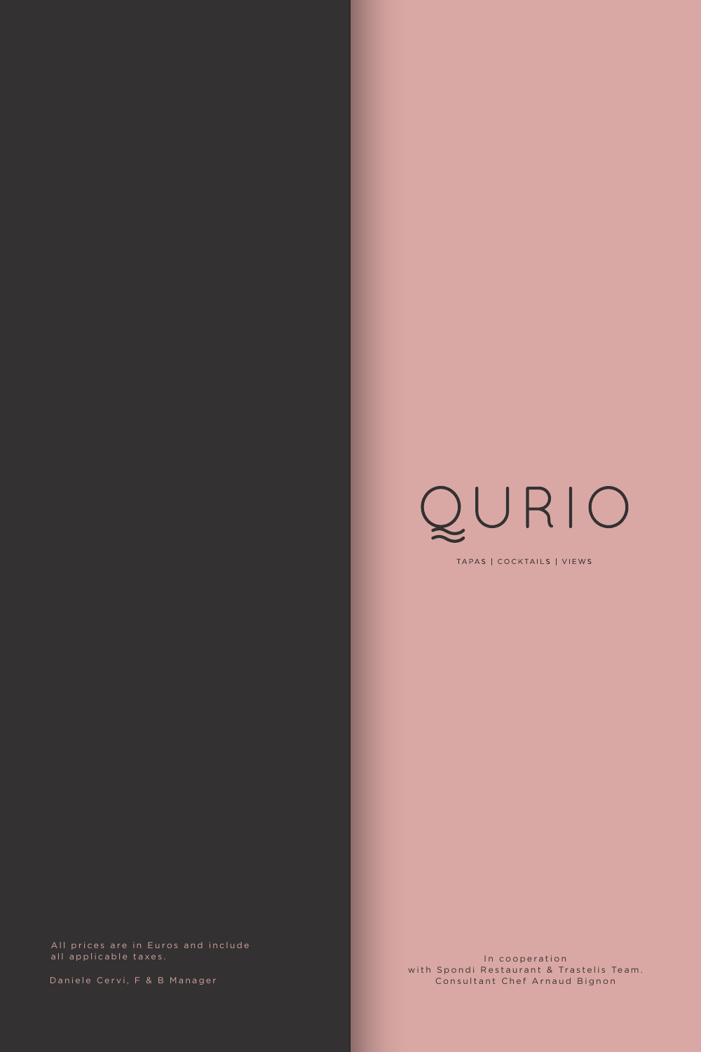All prices are in Euros and include all applicable taxes.

Daniele Cervi, F & B Manager

# QURIO

TAPAS | COCKTAILS | VIEWS

In cooperation
with Spondi Restaurant & Trastelis Team.
Consultant Chef Arnaud Bignon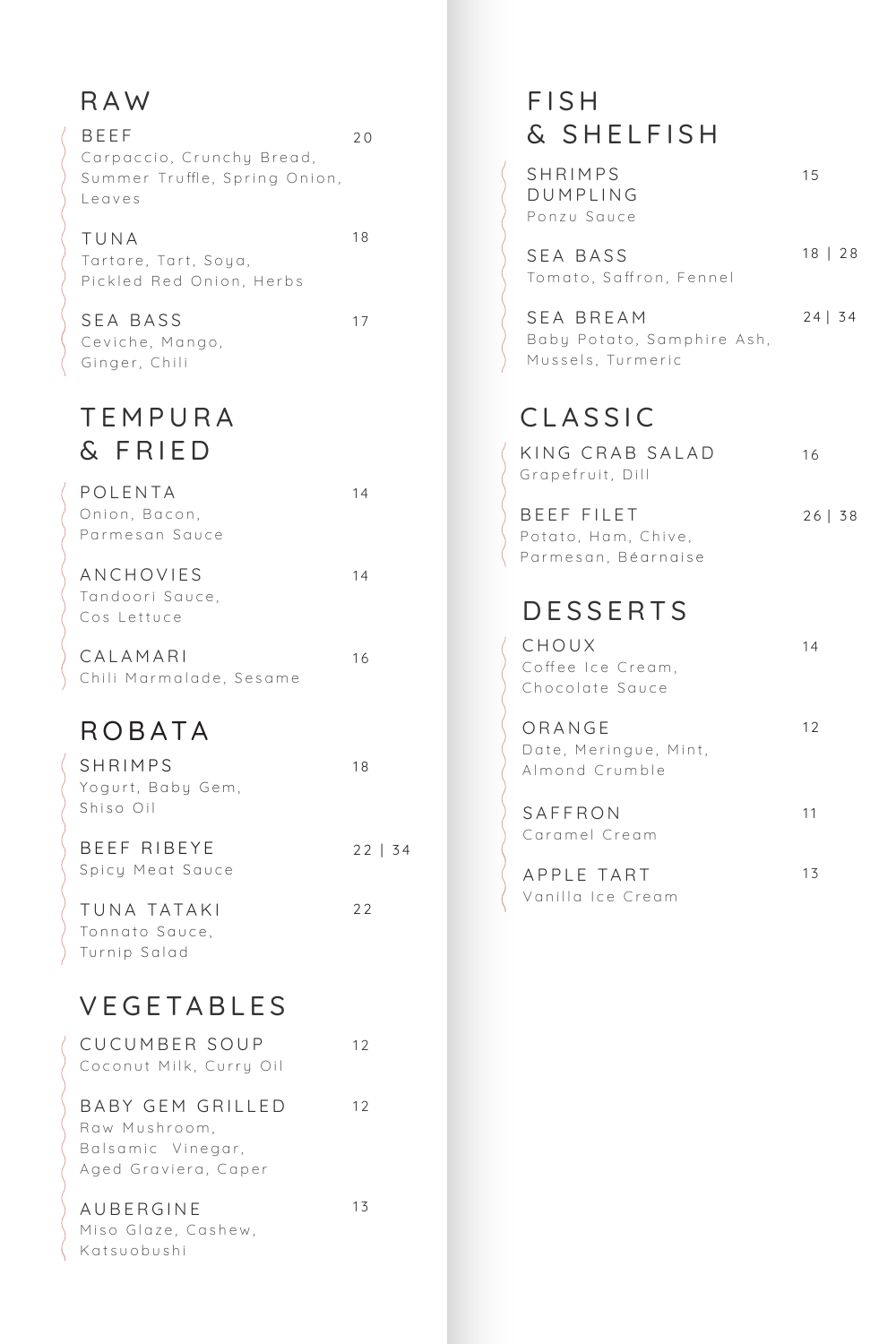## RAW

**BEEF** — 20
Carpaccio, Crunchy Bread, Summer Truffle, Spring Onion, Leaves

**TUNA** — 18
Tartare, Tart, Soya, Pickled Red Onion, Herbs

**SEA BASS** — 17
Ceviche, Mango, Ginger, Chili

## TEMPURA & FRIED

**POLENTA** — 14
Onion, Bacon, Parmesan Sauce

**ANCHOVIES** — 14
Tandoori Sauce, Cos Lettuce

**CALAMARI** — 16
Chili Marmalade, Sesame

## ROBATA

**SHRIMPS** — 18
Yogurt, Baby Gem, Shiso Oil

**BEEF RIBEYE** — 22 | 34
Spicy Meat Sauce

**TUNA TATAKI** — 22
Tonnato Sauce, Turnip Salad

## VEGETABLES

**CUCUMBER SOUP** — 12
Coconut Milk, Curry Oil

**BABY GEM GRILLED** — 12
Raw Mushroom, Balsamic Vinegar, Aged Graviera, Caper

**AUBERGINE** — 13
Miso Glaze, Cashew, Katsuobushi

## FISH & SHELFISH

**SHRIMPS DUMPLING** — 15
Ponzu Sauce

**SEA BASS** — 18 | 28
Tomato, Saffron, Fennel

**SEA BREAM** — 24 | 34
Baby Potato, Samphire Ash, Mussels, Turmeric

## CLASSIC

**KING CRAB SALAD** — 16
Grapefruit, Dill

**BEEF FILET** — 26 | 38
Potato, Ham, Chive, Parmesan, Béarnaise

## DESSERTS

**CHOUX** — 14
Coffee Ice Cream, Chocolate Sauce

**ORANGE** — 12
Date, Meringue, Mint, Almond Crumble

**SAFFRON** — 11
Caramel Cream

**APPLE TART** — 13
Vanilla Ice Cream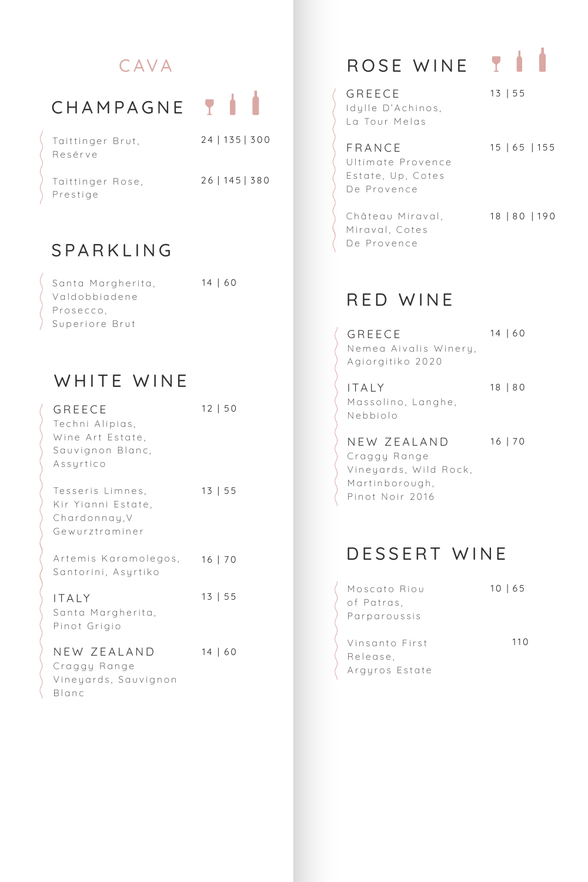# CAVA

## CHAMPAGNE

Taittinger Brut, Reséve — 24 | 135 | 300

Taittinger Rose, Prestige — 26 | 145 | 380

## SPARKLING

Santa Margherita, Valdobbiadene Prosecco, Superiore Brut — 14 | 60

## WHITE WINE

GREECE
Techni Alipias, Wine Art Estate, Sauvignon Blanc, Assyrtico — 12 | 50

Tesseris Limnes, Kir Yianni Estate, Chardonnay,V Gewurztraminer — 13 | 55

Artemis Karamolegos, Santorini, Asyrtiko — 16 | 70

ITALY
Santa Margherita, Pinot Grigio — 13 | 55

NEW ZEALAND
Craggy Range Vineyards, Sauvignon Blanc — 14 | 60

## ROSE WINE

GREECE
Idylle D'Achinos, La Tour Melas — 13 | 55

FRANCE
Ultimate Provence Estate, Up, Cotes De Provence — 15 | 65 | 155

Château Miraval, Miraval, Cotes De Provence — 18 | 80 | 190

## RED WINE

GREECE
Nemea Aivalis Winery, Agiorgitiko 2020 — 14 | 60

ITALY
Massolino, Langhe, Nebbiolo — 18 | 80

NEW ZEALAND
Craggy Range Vineyards, Wild Rock, Martinborough, Pinot Noir 2016 — 16 | 70

## DESSERT WINE

Moscato Riou of Patras, Parparoussis — 10 | 65

Vinsanto First Release, Argyros Estate — 110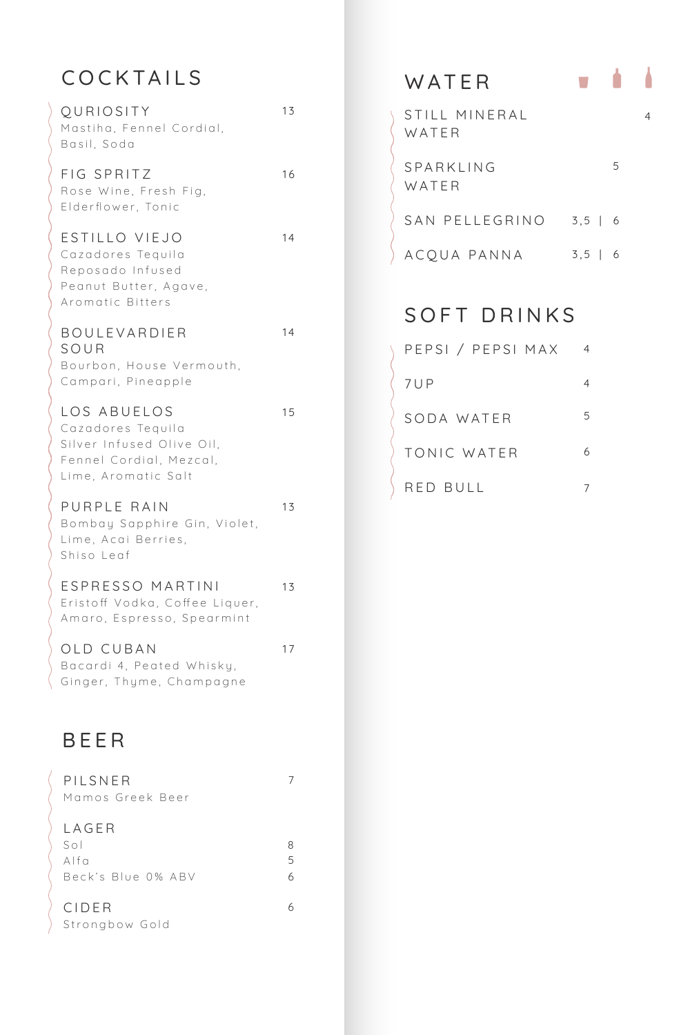# COCKTAILS

**QURIOSITY** 13
Mastiha, Fennel Cordial, Basil, Soda

**FIG SPRITZ** 16
Rose Wine, Fresh Fig, Elderflower, Tonic

**ESTILLO VIEJO** 14
Cazadores Tequila Reposado Infused Peanut Butter, Agave, Aromatic Bitters

**BOULEVARDIER SOUR** 14
Bourbon, House Vermouth, Campari, Pineapple

**LOS ABUELOS** 15
Cazadores Tequila Silver Infused Olive Oil, Fennel Cordial, Mezcal, Lime, Aromatic Salt

**PURPLE RAIN** 13
Bombay Sapphire Gin, Violet, Lime, Acai Berries, Shiso Leaf

**ESPRESSO MARTINI** 13
Eristoff Vodka, Coffee Liquer, Amaro, Espresso, Spearmint

**OLD CUBAN** 17
Bacardi 4, Peated Whisky, Ginger, Thyme, Champagne

# BEER

**PILSNER** 7
Mamos Greek Beer

**LAGER**

| | |
|---|---|
| Sol | 8 |
| Alfa | 5 |
| Beck's Blue 0% ABV | 6 |

**CIDER** 6
Strongbow Gold

# WATER

| | | | |
|---|---|---|---|
| STILL MINERAL WATER | | | 4 |
| SPARKLING WATER | | 5 | |
| SAN PELLEGRINO | 3,5 | 6 | |
| ACQUA PANNA | 3,5 | 6 | |

# SOFT DRINKS

| | |
|---|---|
| PEPSI / PEPSI MAX | 4 |
| 7UP | 4 |
| SODA WATER | 5 |
| TONIC WATER | 6 |
| RED BULL | 7 |